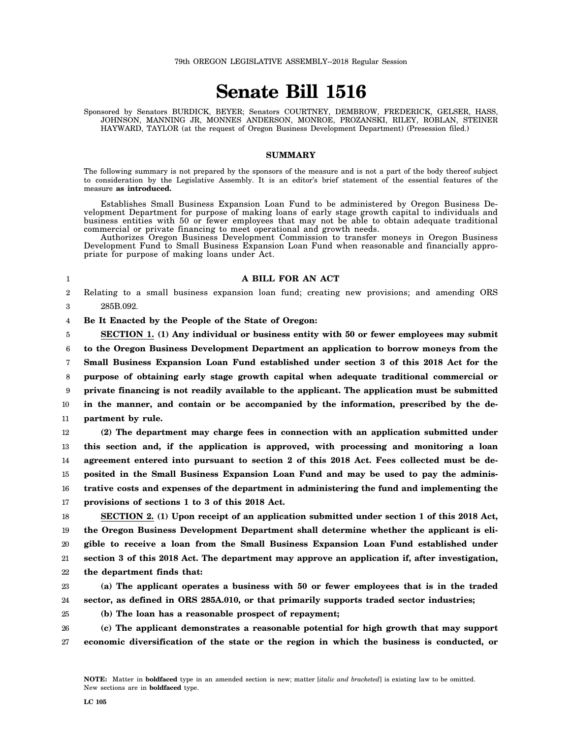79th OREGON LEGISLATIVE ASSEMBLY--2018 Regular Session

# Senate Bill 1516

Sponsored by Senators BURDICK, BEYER; Senators COURTNEY, DEMBROW, FREDERICK, GELSER, HASS, JOHNSON, MANNING JR, MONNES ANDERSON, MONROE, PROZANSKI, RILEY, ROBLAN, STEINER HAYWARD, TAYLOR (at the request of Oregon Business Development Department) (Presession filed.)

## SUMMARY

The following summary is not prepared by the sponsors of the measure and is not a part of the body thereof subject to consideration by the Legislative Assembly. It is an editor's brief statement of the essential features of the measure **as introduced.**

Establishes Small Business Expansion Loan Fund to be administered by Oregon Business Development Department for purpose of making loans of early stage growth capital to individuals and business entities with 50 or fewer employees that may not be able to obtain adequate traditional commercial or private financing to meet operational and growth needs.

Authorizes Oregon Business Development Commission to transfer moneys in Oregon Business Development Fund to Small Business Expansion Loan Fund when reasonable and financially appropriate for purpose of making loans under Act.

**A BILL FOR AN ACT**

Relating to a small business expansion loan fund; creating new provisions; and amending ORS 285B.092.

**Be It Enacted by the People of the State of Oregon:**

**SECTION 1. (1) Any individual or business entity with 50 or fewer employees may submit to the Oregon Business Development Department an application to borrow moneys from the Small Business Expansion Loan Fund established under section 3 of this 2018 Act for the purpose of obtaining early stage growth capital when adequate traditional commercial or private financing is not readily available to the applicant. The application must be submitted in the manner, and contain or be accompanied by the information, prescribed by the department by rule.**

**(2) The department may charge fees in connection with an application submitted under this section and, if the application is approved, with processing and monitoring a loan agreement entered into pursuant to section 2 of this 2018 Act. Fees collected must be deposited in the Small Business Expansion Loan Fund and may be used to pay the administrative costs and expenses of the department in administering the fund and implementing the provisions of sections 1 to 3 of this 2018 Act.**

**SECTION 2. (1) Upon receipt of an application submitted under section 1 of this 2018 Act, the Oregon Business Development Department shall determine whether the applicant is eligible to receive a loan from the Small Business Expansion Loan Fund established under section 3 of this 2018 Act. The department may approve an application if, after investigation, the department finds that:**

**(a) The applicant operates a business with 50 or fewer employees that is in the traded sector, as defined in ORS 285A.010, or that primarily supports traded sector industries;**

**(b) The loan has a reasonable prospect of repayment;**

**(c) The applicant demonstrates a reasonable potential for high growth that may support economic diversification of the state or the region in which the business is conducted, or**

NOTE: Matter in **boldfaced** type in an amended section is new; matter [*italic and bracketed*] is existing law to be omitted. New sections are in **boldfaced** type.

LC 105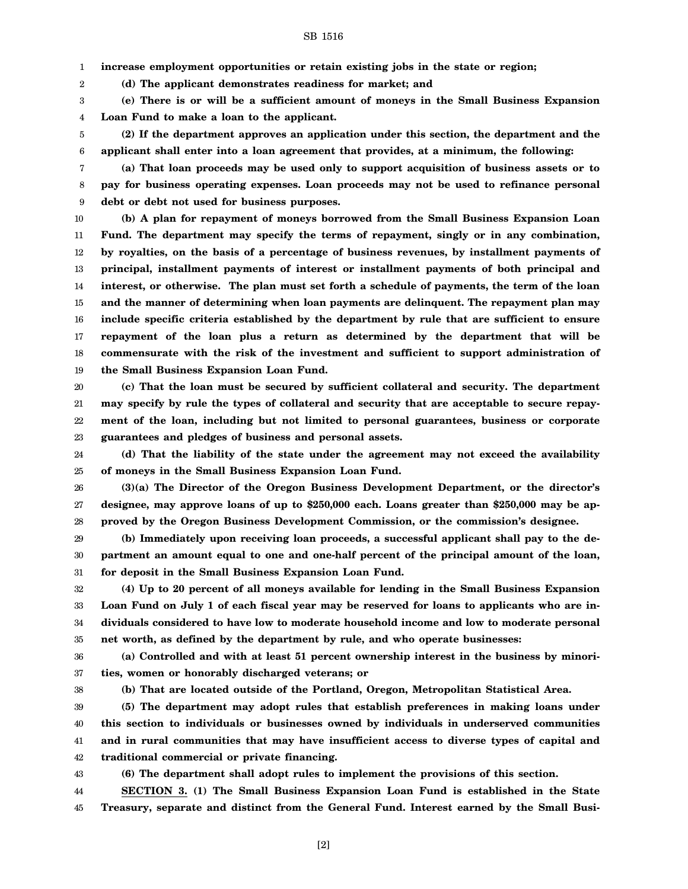**increase employment opportunities or retain existing jobs in the state or region;**

**(d) The applicant demonstrates readiness for market; and**

**(e) There is or will be a sufficient amount of moneys in the Small Business Expansion Loan Fund to make a loan to the applicant.**

**(2) If the department approves an application under this section, the department and the applicant shall enter into a loan agreement that provides, at a minimum, the following:**

**(a) That loan proceeds may be used only to support acquisition of business assets or to pay for business operating expenses. Loan proceeds may not be used to refinance personal debt or debt not used for business purposes.**

**(b) A plan for repayment of moneys borrowed from the Small Business Expansion Loan Fund. The department may specify the terms of repayment, singly or in any combination, by royalties, on the basis of a percentage of business revenues, by installment payments of principal, installment payments of interest or installment payments of both principal and interest, or otherwise. The plan must set forth a schedule of payments, the term of the loan and the manner of determining when loan payments are delinquent. The repayment plan may include specific criteria established by the department by rule that are sufficient to ensure repayment of the loan plus a return as determined by the department that will be commensurate with the risk of the investment and sufficient to support administration of the Small Business Expansion Loan Fund.**

**(c) That the loan must be secured by sufficient collateral and security. The department may specify by rule the types of collateral and security that are acceptable to secure repayment of the loan, including but not limited to personal guarantees, business or corporate guarantees and pledges of business and personal assets.**

**(d) That the liability of the state under the agreement may not exceed the availability of moneys in the Small Business Expansion Loan Fund.**

**(3)(a) The Director of the Oregon Business Development Department, or the director's designee, may approve loans of up to $250,000 each. Loans greater than $250,000 may be approved by the Oregon Business Development Commission, or the commission's designee.**

**(b) Immediately upon receiving loan proceeds, a successful applicant shall pay to the department an amount equal to one and one-half percent of the principal amount of the loan, for deposit in the Small Business Expansion Loan Fund.**

**(4) Up to 20 percent of all moneys available for lending in the Small Business Expansion Loan Fund on July 1 of each fiscal year may be reserved for loans to applicants who are individuals considered to have low to moderate household income and low to moderate personal net worth, as defined by the department by rule, and who operate businesses:**

**(a) Controlled and with at least 51 percent ownership interest in the business by minorities, women or honorably discharged veterans; or**

**(b) That are located outside of the Portland, Oregon, Metropolitan Statistical Area.**

**(5) The department may adopt rules that establish preferences in making loans under this section to individuals or businesses owned by individuals in underserved communities and in rural communities that may have insufficient access to diverse types of capital and traditional commercial or private financing.**

**(6) The department shall adopt rules to implement the provisions of this section.**

**SECTION 3. (1) The Small Business Expansion Loan Fund is established in the State Treasury, separate and distinct from the General Fund. Interest earned by the Small Busi-**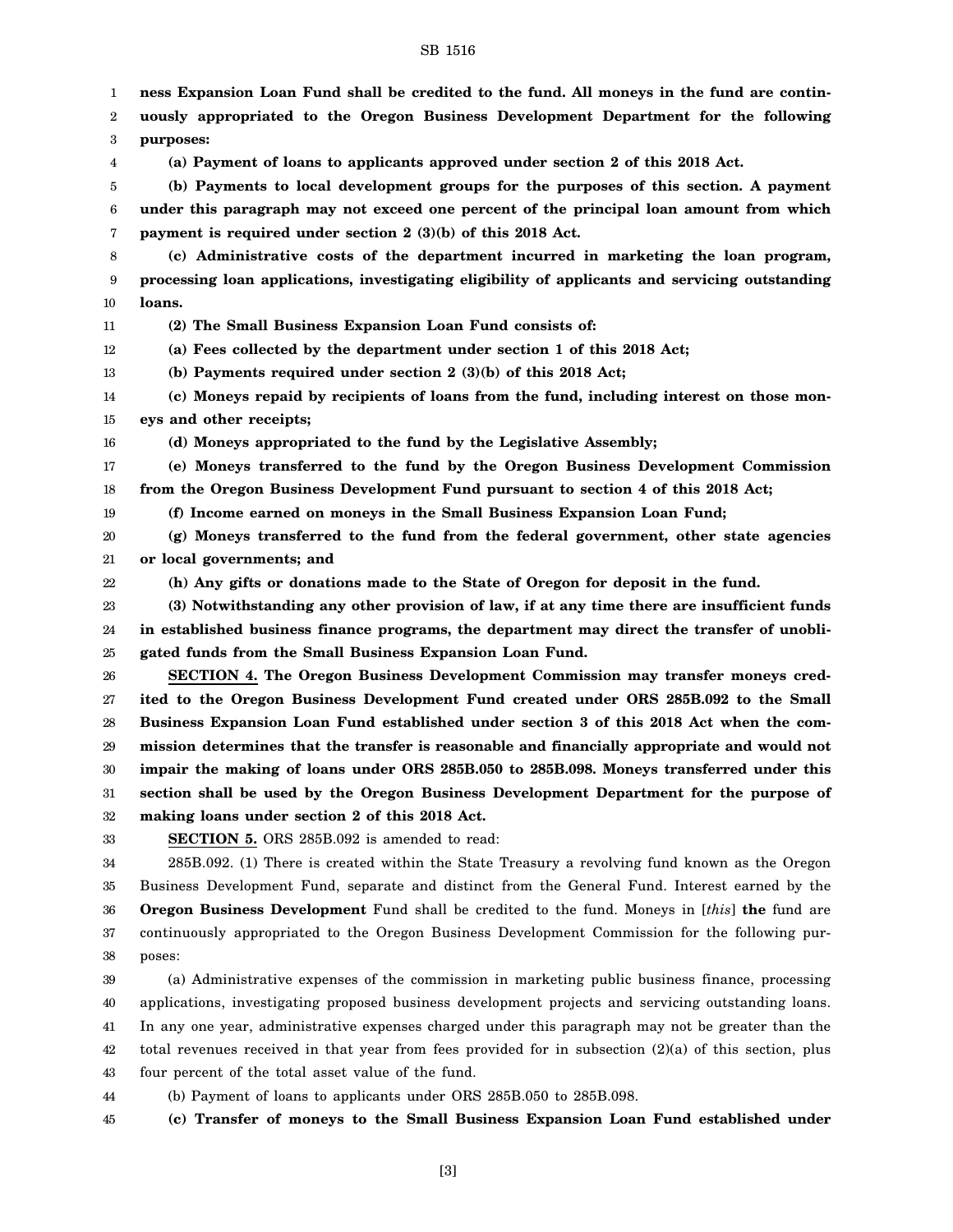**ness Expansion Loan Fund shall be credited to the fund. All moneys in the fund are continuously appropriated to the Oregon Business Development Department for the following purposes:**

**(a) Payment of loans to applicants approved under section 2 of this 2018 Act.**

**(b) Payments to local development groups for the purposes of this section. A payment under this paragraph may not exceed one percent of the principal loan amount from which payment is required under section 2 (3)(b) of this 2018 Act.**

**(c) Administrative costs of the department incurred in marketing the loan program, processing loan applications, investigating eligibility of applicants and servicing outstanding loans.**

**(2) The Small Business Expansion Loan Fund consists of:**

**(a) Fees collected by the department under section 1 of this 2018 Act;**

**(b) Payments required under section 2 (3)(b) of this 2018 Act;**

**(c) Moneys repaid by recipients of loans from the fund, including interest on those moneys and other receipts;**

**(d) Moneys appropriated to the fund by the Legislative Assembly;**

**(e) Moneys transferred to the fund by the Oregon Business Development Commission from the Oregon Business Development Fund pursuant to section 4 of this 2018 Act;**

**(f) Income earned on moneys in the Small Business Expansion Loan Fund;**

**(g) Moneys transferred to the fund from the federal government, other state agencies or local governments; and**

**(h) Any gifts or donations made to the State of Oregon for deposit in the fund.**

**(3) Notwithstanding any other provision of law, if at any time there are insufficient funds in established business finance programs, the department may direct the transfer of unobligated funds from the Small Business Expansion Loan Fund.**

**SECTION 4. The Oregon Business Development Commission may transfer moneys credited to the Oregon Business Development Fund created under ORS 285B.092 to the Small Business Expansion Loan Fund established under section 3 of this 2018 Act when the commission determines that the transfer is reasonable and financially appropriate and would not impair the making of loans under ORS 285B.050 to 285B.098. Moneys transferred under this section shall be used by the Oregon Business Development Department for the purpose of making loans under section 2 of this 2018 Act.**

**SECTION 5.** ORS 285B.092 is amended to read:

285B.092. (1) There is created within the State Treasury a revolving fund known as the Oregon Business Development Fund, separate and distinct from the General Fund. Interest earned by the **Oregon Business Development** Fund shall be credited to the fund. Moneys in [*this*] **the** fund are continuously appropriated to the Oregon Business Development Commission for the following purposes:

(a) Administrative expenses of the commission in marketing public business finance, processing applications, investigating proposed business development projects and servicing outstanding loans. In any one year, administrative expenses charged under this paragraph may not be greater than the total revenues received in that year from fees provided for in subsection (2)(a) of this section, plus four percent of the total asset value of the fund.

(b) Payment of loans to applicants under ORS 285B.050 to 285B.098.

**(c) Transfer of moneys to the Small Business Expansion Loan Fund established under**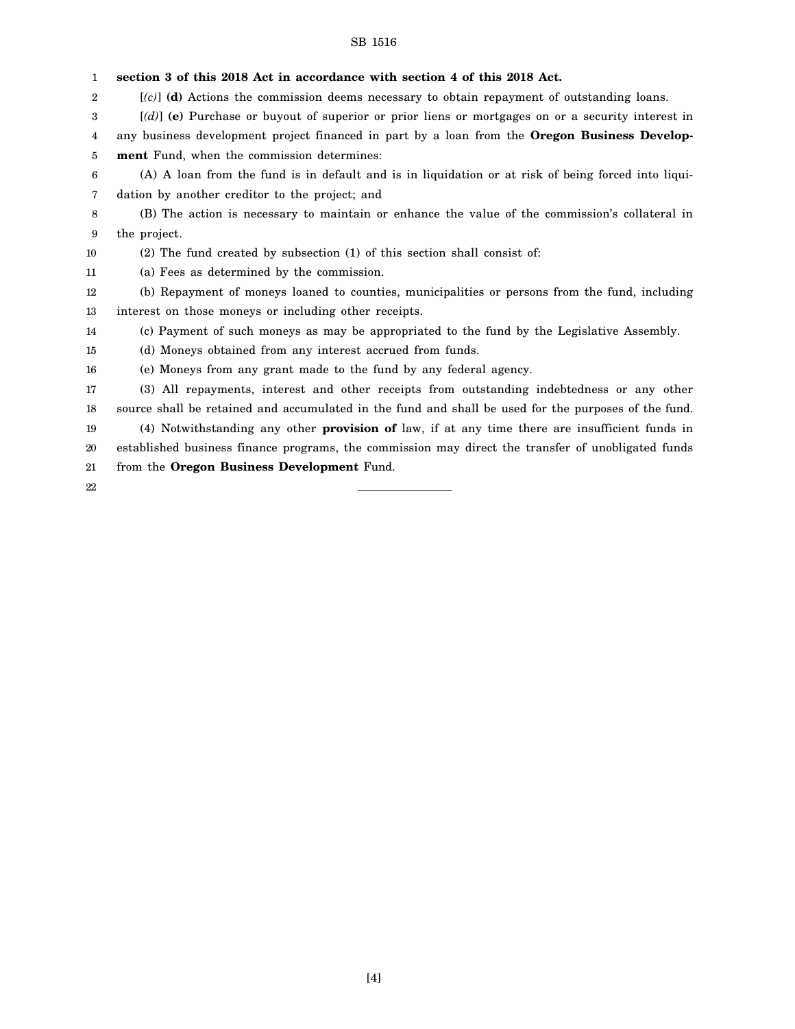**section 3 of this 2018 Act in accordance with section 4 of this 2018 Act.**

[*(c)*] **(d)** Actions the commission deems necessary to obtain repayment of outstanding loans.

[*(d)*] **(e)** Purchase or buyout of superior or prior liens or mortgages on or a security interest in any business development project financed in part by a loan from the **Oregon Business Development** Fund, when the commission determines:

(A) A loan from the fund is in default and is in liquidation or at risk of being forced into liquidation by another creditor to the project; and

(B) The action is necessary to maintain or enhance the value of the commission's collateral in the project.

(2) The fund created by subsection (1) of this section shall consist of:

(a) Fees as determined by the commission.

(b) Repayment of moneys loaned to counties, municipalities or persons from the fund, including interest on those moneys or including other receipts.

(c) Payment of such moneys as may be appropriated to the fund by the Legislative Assembly.

(d) Moneys obtained from any interest accrued from funds.

(e) Moneys from any grant made to the fund by any federal agency.

(3) All repayments, interest and other receipts from outstanding indebtedness or any other source shall be retained and accumulated in the fund and shall be used for the purposes of the fund.

(4) Notwithstanding any other **provision of** law, if at any time there are insufficient funds in established business finance programs, the commission may direct the transfer of unobligated funds from the **Oregon Business Development** Fund.